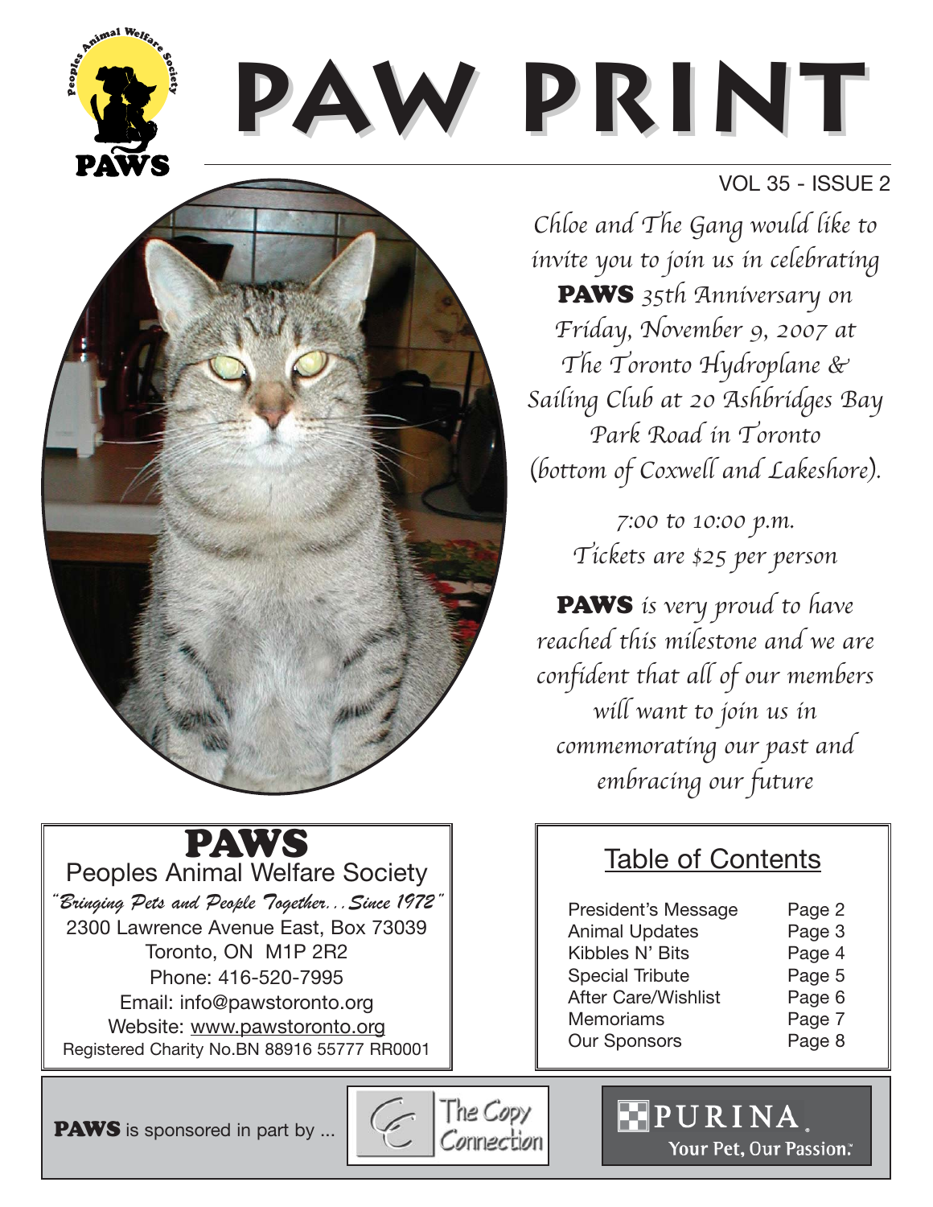# PAW PRINT

VOL 35 - ISSUE 2

*Chloe and The Gang would like to invite you to join us in celebrating* **PAWS** *35th Anniversary on Friday, November 9, 2007 at The Toronto Hydroplane & Sailing Club at 20 Ashbridges Bay Park Road in Toronto (bottom of Coxwell and Lakeshore).*

*7:00 to 10:00 p.m.*
*Tickets are $25 per person*

**PAWS** *is very proud to have reached this milestone and we are confident that all of our members will want to join us in commemorating our past and embracing our future*

## PAWS

Peoples Animal Welfare Society

*"Bringing Pets and People Together…Since 1972"*

2300 Lawrence Avenue East, Box 73039
Toronto, ON M1P 2R2
Phone: 416-520-7995
Email: info@pawstoronto.org
Website: www.pawstoronto.org
Registered Charity No.BN 88916 55777 RR0001

## Table of Contents

| | |
|---|---|
| President's Message | Page 2 |
| Animal Updates | Page 3 |
| Kibbles N' Bits | Page 4 |
| Special Tribute | Page 5 |
| After Care/Wishlist | Page 6 |
| Memoriams | Page 7 |
| Our Sponsors | Page 8 |

**PAWS** is sponsored in part by ... The Copy Connection · PURINA. Your Pet, Our Passion.™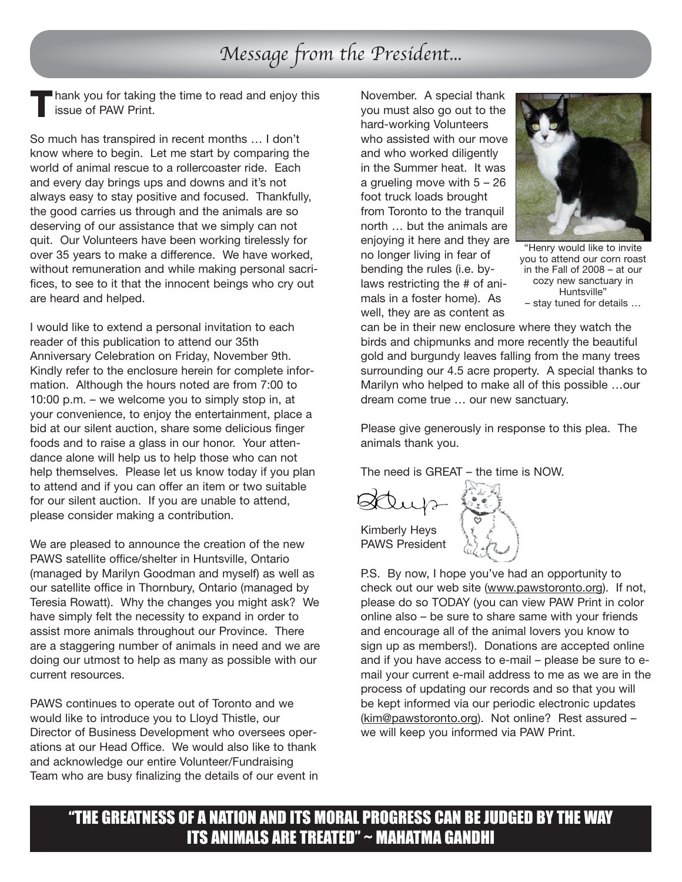# *Message from the President...*

Thank you for taking the time to read and enjoy this issue of PAW Print.

So much has transpired in recent months … I don't know where to begin. Let me start by comparing the world of animal rescue to a rollercoaster ride. Each and every day brings ups and downs and it's not always easy to stay positive and focused. Thankfully, the good carries us through and the animals are so deserving of our assistance that we simply can not quit. Our Volunteers have been working tirelessly for over 35 years to make a difference. We have worked, without remuneration and while making personal sacrifices, to see to it that the innocent beings who cry out are heard and helped.

I would like to extend a personal invitation to each reader of this publication to attend our 35th Anniversary Celebration on Friday, November 9th. Kindly refer to the enclosure herein for complete information. Although the hours noted are from 7:00 to 10:00 p.m. – we welcome you to simply stop in, at your convenience, to enjoy the entertainment, place a bid at our silent auction, share some delicious finger foods and to raise a glass in our honor. Your attendance alone will help us to help those who can not help themselves. Please let us know today if you plan to attend and if you can offer an item or two suitable for our silent auction. If you are unable to attend, please consider making a contribution.

We are pleased to announce the creation of the new PAWS satellite office/shelter in Huntsville, Ontario (managed by Marilyn Goodman and myself) as well as our satellite office in Thornbury, Ontario (managed by Teresia Rowatt). Why the changes you might ask? We have simply felt the necessity to expand in order to assist more animals throughout our Province. There are a staggering number of animals in need and we are doing our utmost to help as many as possible with our current resources.

PAWS continues to operate out of Toronto and we would like to introduce you to Lloyd Thistle, our Director of Business Development who oversees operations at our Head Office. We would also like to thank and acknowledge our entire Volunteer/Fundraising Team who are busy finalizing the details of our event in November. A special thank you must also go out to the hard-working Volunteers who assisted with our move and who worked diligently in the Summer heat. It was a grueling move with 5 – 26 foot truck loads brought from Toronto to the tranquil north … but the animals are enjoying it here and they are no longer living in fear of bending the rules (i.e. by-laws restricting the # of animals in a foster home). As well, they are as content as can be in their new enclosure where they watch the birds and chipmunks and more recently the beautiful gold and burgundy leaves falling from the many trees surrounding our 4.5 acre property. A special thanks to Marilyn who helped to make all of this possible …our dream come true … our new sanctuary.

"Henry would like to invite you to attend our corn roast in the Fall of 2008 – at our cozy new sanctuary in Huntsville"
– stay tuned for details …

Please give generously in response to this plea. The animals thank you.

The need is GREAT – the time is NOW.

Kimberly Heys
PAWS President

P.S. By now, I hope you've had an opportunity to check out our web site (www.pawstoronto.org). If not, please do so TODAY (you can view PAW Print in color online also – be sure to share same with your friends and encourage all of the animal lovers you know to sign up as members!). Donations are accepted online and if you have access to e-mail – please be sure to e-mail your current e-mail address to me as we are in the process of updating our records and so that you will be kept informed via our periodic electronic updates (kim@pawstoronto.org). Not online? Rest assured – we will keep you informed via PAW Print.

**"THE GREATNESS OF A NATION AND ITS MORAL PROGRESS CAN BE JUDGED BY THE WAY ITS ANIMALS ARE TREATED" ~ MAHATMA GANDHI**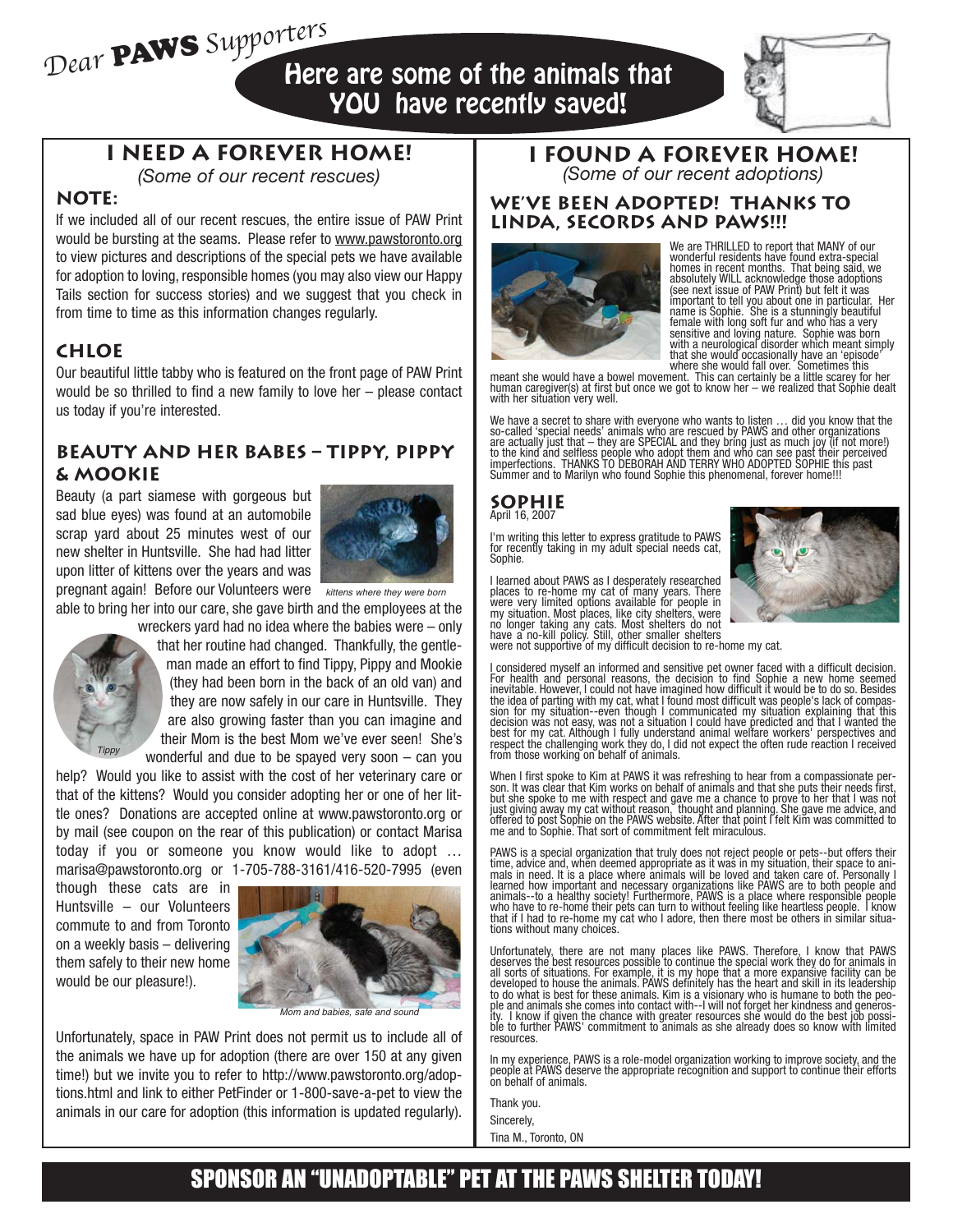# *Dear* **PAWS** *Supporters*

## Here are some of the animals that YOU have recently saved!

## I NEED A FOREVER HOME!

*(Some of our recent rescues)*

### NOTE:

If we included all of our recent rescues, the entire issue of PAW Print would be bursting at the seams. Please refer to www.pawstoronto.org to view pictures and descriptions of the special pets we have available for adoption to loving, responsible homes (you may also view our Happy Tails section for success stories) and we suggest that you check in from time to time as this information changes regularly.

### CHLOE

Our beautiful little tabby who is featured on the front page of PAW Print would be so thrilled to find a new family to love her – please contact us today if you're interested.

### BEAUTY AND HER BABES – TIPPY, PIPPY & MOOKIE

Beauty (a part siamese with gorgeous but sad blue eyes) was found at an automobile scrap yard about 25 minutes west of our new shelter in Huntsville. She had had litter upon litter of kittens over the years and was pregnant again! Before our Volunteers were able to bring her into our care, she gave birth and the employees at the wreckers yard had no idea where the babies were – only that her routine had changed. Thankfully, the gentleman made an effort to find Tippy, Pippy and Mookie (they had been born in the back of an old van) and they are now safely in our care in Huntsville. They are also growing faster than you can imagine and their Mom is the best Mom we've ever seen! She's wonderful and due to be spayed very soon – can you help? Would you like to assist with the cost of her veterinary care or that of the kittens? Would you consider adopting her or one of her little ones? Donations are accepted online at www.pawstoronto.org or by mail (see coupon on the rear of this publication) or contact Marisa today if you or someone you know would like to adopt … marisa@pawstoronto.org or 1-705-788-3161/416-520-7995 (even though these cats are in Huntsville – our Volunteers commute to and from Toronto on a weekly basis – delivering them safely to their new home would be our pleasure!).

*kittens where they were born*

*Tippy*

*Mom and babies, safe and sound*

Unfortunately, space in PAW Print does not permit us to include all of the animals we have up for adoption (there are over 150 at any given time!) but we invite you to refer to http://www.pawstoronto.org/adoptions.html and link to either PetFinder or 1-800-save-a-pet to view the animals in our care for adoption (this information is updated regularly).

## I FOUND A FOREVER HOME!

*(Some of our recent adoptions)*

### WE'VE BEEN ADOPTED! THANKS TO LINDA, SECORDS AND PAWS!!!

We are THRILLED to report that MANY of our wonderful residents have found extra-special homes in recent months. That being said, we absolutely WILL acknowledge those adoptions (see next issue of PAW Print) but felt it was important to tell you about one in particular. Her name is Sophie. She is a stunningly beautiful female with long soft fur and who has a very sensitive and loving nature. Sophie was born with a neurological disorder which meant simply that she would occasionally have an 'episode' where she would fall over. Sometimes this meant she would have a bowel movement. This can certainly be a little scarey for her human caregiver(s) at first but once we got to know her – we realized that Sophie dealt with her situation very well.

We have a secret to share with everyone who wants to listen … did you know that the so-called 'special needs' animals who are rescued by PAWS and other organizations are actually just that – they are SPECIAL and they bring just as much joy (if not more!) to the kind and selfless people who adopt them and who can see past their perceived imperfections. THANKS TO DEBORAH AND TERRY WHO ADOPTED SOPHIE this past Summer and to Marilyn who found Sophie this phenomenal, forever home!!!

### SOPHIE

April 16, 2007

I'm writing this letter to express gratitude to PAWS for recently taking in my adult special needs cat, Sophie.

I learned about PAWS as I desperately researched places to re-home my cat of many years. There were very limited options available for people in my situation. Most places, like city shelters, were no longer taking any cats. Most shelters do not have a no-kill policy. Still, other smaller shelters were not supportive of my difficult decision to re-home my cat.

I considered myself an informed and sensitive pet owner faced with a difficult decision. For health and personal reasons, the decision to find Sophie a new home seemed inevitable. However, I could not have imagined how difficult it would be to do so. Besides the idea of parting with my cat, what I found most difficult was people's lack of compassion for my situation--even though I communicated my situation explaining that this decision was not easy, was not a situation I could have predicted and that I wanted the best for my cat. Although I fully understand animal welfare workers' perspectives and respect the challenging work they do, I did not expect the often rude reaction I received from those working on behalf of animals.

When I first spoke to Kim at PAWS it was refreshing to hear from a compassionate person. It was clear that Kim works on behalf of animals and that she puts their needs first, but she spoke to me with respect and gave me a chance to prove to her that I was not just giving away my cat without reason, thought and planning. She gave me advice, and offered to post Sophie on the PAWS website. After that point I felt Kim was committed to me and to Sophie. That sort of commitment felt miraculous.

PAWS is a special organization that truly does not reject people or pets--but offers their time, advice and, when deemed appropriate as it was in my situation, their space to animals in need. It is a place where animals will be loved and taken care of. Personally I learned how important and necessary organizations like PAWS are to both people and animals--to a healthy society! Furthermore, PAWS is a place where responsible people who have to re-home their pets can turn to without feeling like heartless people. I know that if I had to re-home my cat who I adore, then there most be others in similar situations without many choices.

Unfortunately, there are not many places like PAWS. Therefore, I know that PAWS deserves the best resources possible to continue the special work they do for animals in all sorts of situations. For example, it is my hope that a more expansive facility can be developed to house the animals. PAWS definitely has the heart and skill in its leadership to do what is best for these animals. Kim is a visionary who is humane to both the people and animals she comes into contact with--I will not forget her kindness and generosity. I know if given the chance with greater resources she would do the best job possible to further PAWS' commitment to animals as she already does so know with limited resources.

In my experience, PAWS is a role-model organization working to improve society, and the people at PAWS deserve the appropriate recognition and support to continue their efforts on behalf of animals.

Thank you.

Sincerely,

Tina M., Toronto, ON

## SPONSOR AN "UNADOPTABLE" PET AT THE PAWS SHELTER TODAY!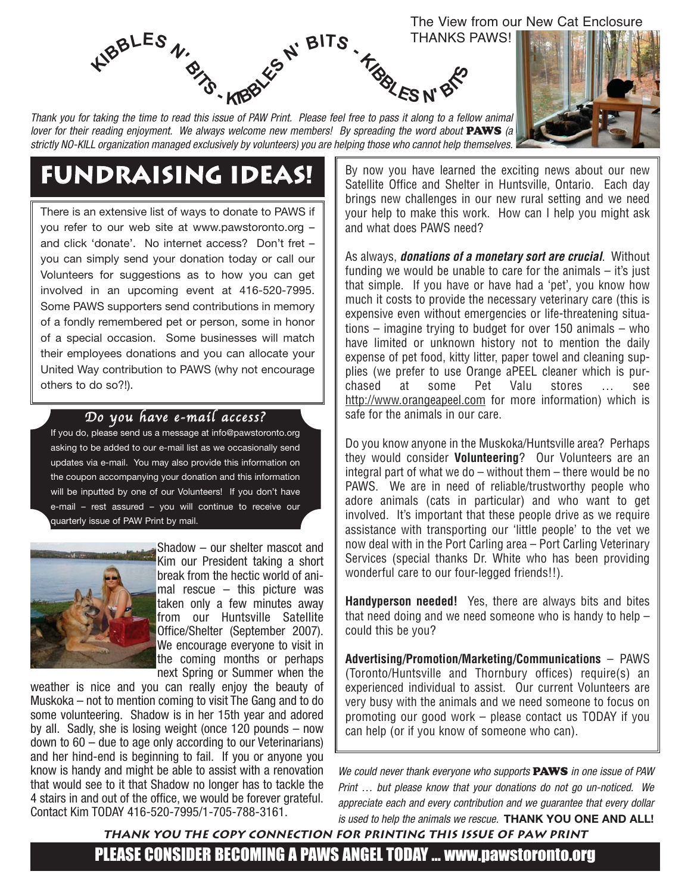KIBBLES N' BITS - KIBBLES N' BITS - KIBBLES N' BITS

The View from our New Cat Enclosure
THANKS PAWS!

*Thank you for taking the time to read this issue of PAW Print. Please feel free to pass it along to a fellow animal lover for their reading enjoyment. We always welcome new members! By spreading the word about* **PAWS** *(a strictly NO-KILL organization managed exclusively by volunteers) you are helping those who cannot help themselves.*

# FUNDRAISING IDEAS!

There is an extensive list of ways to donate to PAWS if you refer to our web site at www.pawstoronto.org – and click 'donate'. No internet access? Don't fret – you can simply send your donation today or call our Volunteers for suggestions as to how you can get involved in an upcoming event at 416-520-7995. Some PAWS supporters send contributions in memory of a fondly remembered pet or person, some in honor of a special occasion. Some businesses will match their employees donations and you can allocate your United Way contribution to PAWS (why not encourage others to do so?!).

## Do you have e-mail access?

If you do, please send us a message at info@pawstoronto.org asking to be added to our e-mail list as we occasionally send updates via e-mail. You may also provide this information on the coupon accompanying your donation and this information will be inputted by one of our Volunteers! If you don't have e-mail – rest assured – you will continue to receive our quarterly issue of PAW Print by mail.

Shadow – our shelter mascot and Kim our President taking a short break from the hectic world of animal rescue – this picture was taken only a few minutes away from our Huntsville Satellite Office/Shelter (September 2007). We encourage everyone to visit in the coming months or perhaps next Spring or Summer when the weather is nice and you can really enjoy the beauty of Muskoka – not to mention coming to visit The Gang and to do some volunteering. Shadow is in her 15th year and adored by all. Sadly, she is losing weight (once 120 pounds – now down to 60 – due to age only according to our Veterinarians) and her hind-end is beginning to fail. If you or anyone you know is handy and might be able to assist with a renovation that would see to it that Shadow no longer has to tackle the 4 stairs in and out of the office, we would be forever grateful. Contact Kim TODAY 416-520-7995/1-705-788-3161.

By now you have learned the exciting news about our new Satellite Office and Shelter in Huntsville, Ontario. Each day brings new challenges in our new rural setting and we need your help to make this work. How can I help you might ask and what does PAWS need?

As always, ***donations of a monetary sort are crucial***. Without funding we would be unable to care for the animals – it's just that simple. If you have or have had a 'pet', you know how much it costs to provide the necessary veterinary care (this is expensive even without emergencies or life-threatening situations – imagine trying to budget for over 150 animals – who have limited or unknown history not to mention the daily expense of pet food, kitty litter, paper towel and cleaning supplies (we prefer to use Orange aPEEL cleaner which is purchased at some Pet Valu stores … see http://www.orangeapeel.com for more information) which is safe for the animals in our care.

Do you know anyone in the Muskoka/Huntsville area? Perhaps they would consider **Volunteering**? Our Volunteers are an integral part of what we do – without them – there would be no PAWS. We are in need of reliable/trustworthy people who adore animals (cats in particular) and who want to get involved. It's important that these people drive as we require assistance with transporting our 'little people' to the vet we now deal with in the Port Carling area – Port Carling Veterinary Services (special thanks Dr. White who has been providing wonderful care to our four-legged friends!!).

**Handyperson needed!** Yes, there are always bits and bites that need doing and we need someone who is handy to help – could this be you?

**Advertising/Promotion/Marketing/Communications** – PAWS (Toronto/Huntsville and Thornbury offices) require(s) an experienced individual to assist. Our current Volunteers are very busy with the animals and we need someone to focus on promoting our good work – please contact us TODAY if you can help (or if you know of someone who can).

*We could never thank everyone who supports* **PAWS** *in one issue of PAW Print … but please know that your donations do not go un-noticed. We appreciate each and every contribution and we guarantee that every dollar is used to help the animals we rescue.* **THANK YOU ONE AND ALL!**

**THANK YOU THE COPY CONNECTION FOR PRINTING THIS ISSUE OF PAW PRINT**

**PLEASE CONSIDER BECOMING A PAWS ANGEL TODAY … www.pawstoronto.org**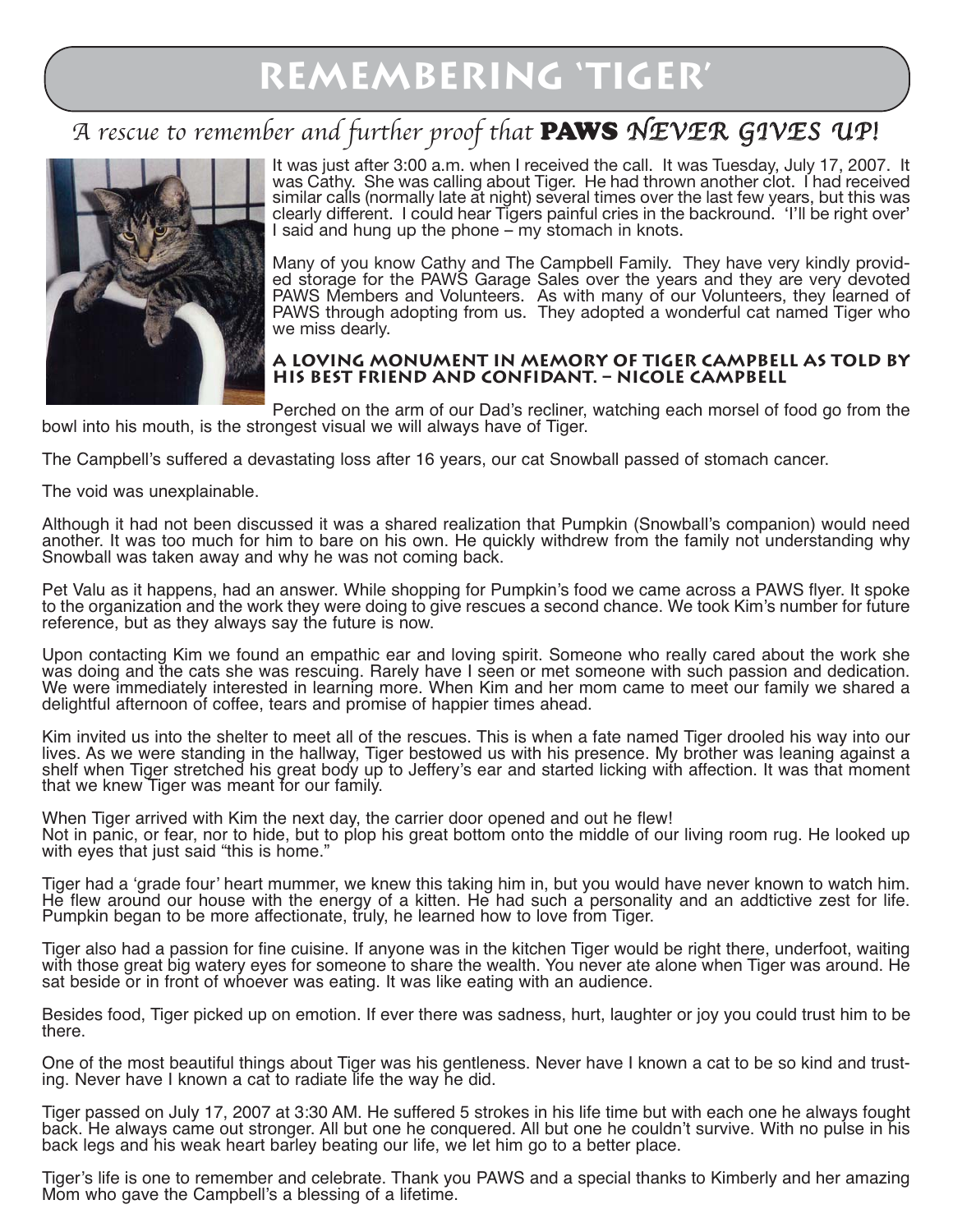# Remembering 'Tiger'

*A rescue to remember and further proof that* **PAWS** *NEVER GIVES UP!*

It was just after 3:00 a.m. when I received the call. It was Tuesday, July 17, 2007. It was Cathy. She was calling about Tiger. He had thrown another clot. I had received similar calls (normally late at night) several times over the last few years, but this was clearly different. I could hear Tigers painful cries in the backround. 'I'll be right over' I said and hung up the phone – my stomach in knots.

Many of you know Cathy and The Campbell Family. They have very kindly provided storage for the PAWS Garage Sales over the years and they are very devoted PAWS Members and Volunteers. As with many of our Volunteers, they learned of PAWS through adopting from us. They adopted a wonderful cat named Tiger who we miss dearly.

### A Loving Monument in Memory of Tiger Campbell as told by his best friend and confidant. – Nicole Campbell

Perched on the arm of our Dad's recliner, watching each morsel of food go from the bowl into his mouth, is the strongest visual we will always have of Tiger.

The Campbell's suffered a devastating loss after 16 years, our cat Snowball passed of stomach cancer.

The void was unexplainable.

Although it had not been discussed it was a shared realization that Pumpkin (Snowball's companion) would need another. It was too much for him to bare on his own. He quickly withdrew from the family not understanding why Snowball was taken away and why he was not coming back.

Pet Valu as it happens, had an answer. While shopping for Pumpkin's food we came across a PAWS flyer. It spoke to the organization and the work they were doing to give rescues a second chance. We took Kim's number for future reference, but as they always say the future is now.

Upon contacting Kim we found an empathic ear and loving spirit. Someone who really cared about the work she was doing and the cats she was rescuing. Rarely have I seen or met someone with such passion and dedication. We were immediately interested in learning more. When Kim and her mom came to meet our family we shared a delightful afternoon of coffee, tears and promise of happier times ahead.

Kim invited us into the shelter to meet all of the rescues. This is when a fate named Tiger drooled his way into our lives. As we were standing in the hallway, Tiger bestowed us with his presence. My brother was leaning against a shelf when Tiger stretched his great body up to Jeffery's ear and started licking with affection. It was that moment that we knew Tiger was meant for our family.

When Tiger arrived with Kim the next day, the carrier door opened and out he flew!
Not in panic, or fear, nor to hide, but to plop his great bottom onto the middle of our living room rug. He looked up with eyes that just said "this is home."

Tiger had a 'grade four' heart mummer, we knew this taking him in, but you would have never known to watch him. He flew around our house with the energy of a kitten. He had such a personality and an addtictive zest for life. Pumpkin began to be more affectionate, truly, he learned how to love from Tiger.

Tiger also had a passion for fine cuisine. If anyone was in the kitchen Tiger would be right there, underfoot, waiting with those great big watery eyes for someone to share the wealth. You never ate alone when Tiger was around. He sat beside or in front of whoever was eating. It was like eating with an audience.

Besides food, Tiger picked up on emotion. If ever there was sadness, hurt, laughter or joy you could trust him to be there.

One of the most beautiful things about Tiger was his gentleness. Never have I known a cat to be so kind and trusting. Never have I known a cat to radiate life the way he did.

Tiger passed on July 17, 2007 at 3:30 AM. He suffered 5 strokes in his life time but with each one he always fought back. He always came out stronger. All but one he conquered. All but one he couldn't survive. With no pulse in his back legs and his weak heart barley beating our life, we let him go to a better place.

Tiger's life is one to remember and celebrate. Thank you PAWS and a special thanks to Kimberly and her amazing Mom who gave the Campbell's a blessing of a lifetime.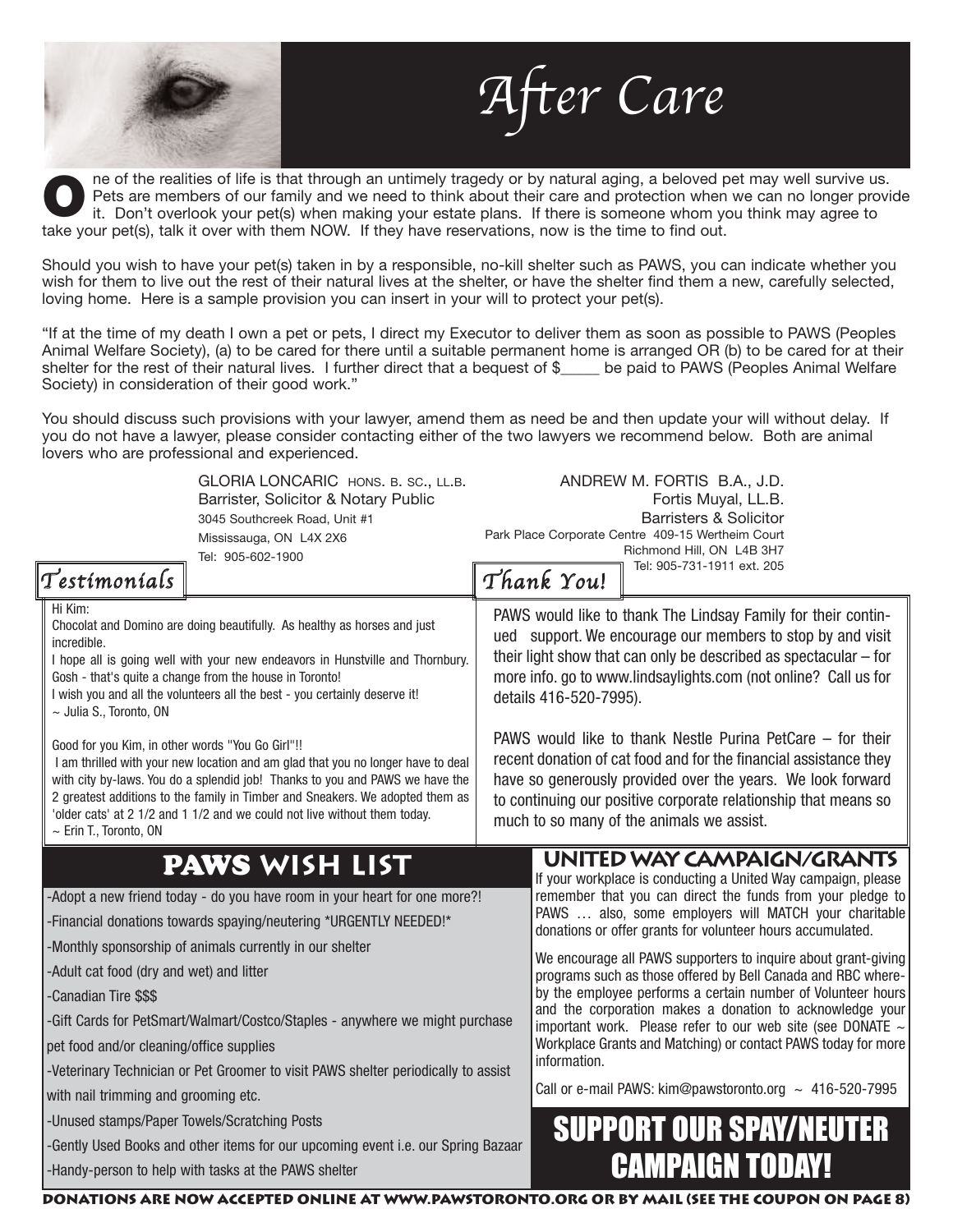# After Care

One of the realities of life is that through an untimely tragedy or by natural aging, a beloved pet may well survive us. Pets are members of our family and we need to think about their care and protection when we can no longer provide it. Don't overlook your pet(s) when making your estate plans. If there is someone whom you think may agree to take your pet(s), talk it over with them NOW. If they have reservations, now is the time to find out.

Should you wish to have your pet(s) taken in by a responsible, no-kill shelter such as PAWS, you can indicate whether you wish for them to live out the rest of their natural lives at the shelter, or have the shelter find them a new, carefully selected, loving home. Here is a sample provision you can insert in your will to protect your pet(s).

"If at the time of my death I own a pet or pets, I direct my Executor to deliver them as soon as possible to PAWS (Peoples Animal Welfare Society), (a) to be cared for there until a suitable permanent home is arranged OR (b) to be cared for at their shelter for the rest of their natural lives. I further direct that a bequest of $_____ be paid to PAWS (Peoples Animal Welfare Society) in consideration of their good work."

You should discuss such provisions with your lawyer, amend them as need be and then update your will without delay. If you do not have a lawyer, please consider contacting either of the two lawyers we recommend below. Both are animal lovers who are professional and experienced.

GLORIA LONCARIC HONS. B. SC., LL.B.
Barrister, Solicitor & Notary Public
3045 Southcreek Road, Unit #1
Mississauga, ON L4X 2X6
Tel: 905-602-1900

ANDREW M. FORTIS B.A., J.D.
Fortis Muyal, LL.B.
Barristers & Solicitor
Park Place Corporate Centre 409-15 Wertheim Court
Richmond Hill, ON L4B 3H7
Tel: 905-731-1911 ext. 205

## Testimonials

Hi Kim:
Chocolat and Domino are doing beautifully. As healthy as horses and just incredible.
I hope all is going well with your new endeavors in Hunstville and Thornbury. Gosh - that's quite a change from the house in Toronto!
I wish you and all the volunteers all the best - you certainly deserve it!
~ Julia S., Toronto, ON

Good for you Kim, in other words "You Go Girl"!!
I am thrilled with your new location and am glad that you no longer have to deal with city by-laws. You do a splendid job! Thanks to you and PAWS we have the 2 greatest additions to the family in Timber and Sneakers. We adopted them as 'older cats' at 2 1/2 and 1 1/2 and we could not live without them today.
~ Erin T., Toronto, ON

## Thank You!

PAWS would like to thank The Lindsay Family for their continued support. We encourage our members to stop by and visit their light show that can only be described as spectacular – for more info. go to www.lindsaylights.com (not online? Call us for details 416-520-7995).

PAWS would like to thank Nestle Purina PetCare – for their recent donation of cat food and for the financial assistance they have so generously provided over the years. We look forward to continuing our positive corporate relationship that means so much to so many of the animals we assist.

## PAWS WISH LIST

- Adopt a new friend today - do you have room in your heart for one more?!
- Financial donations towards spaying/neutering *URGENTLY NEEDED!*
- Monthly sponsorship of animals currently in our shelter
- Adult cat food (dry and wet) and litter
- Canadian Tire $$$
- Gift Cards for PetSmart/Walmart/Costco/Staples - anywhere we might purchase pet food and/or cleaning/office supplies
- Veterinary Technician or Pet Groomer to visit PAWS shelter periodically to assist with nail trimming and grooming etc.
- Unused stamps/Paper Towels/Scratching Posts
- Gently Used Books and other items for our upcoming event i.e. our Spring Bazaar
- Handy-person to help with tasks at the PAWS shelter

## UNITED WAY CAMPAIGN/GRANTS

If your workplace is conducting a United Way campaign, please remember that you can direct the funds from your pledge to PAWS … also, some employers will MATCH your charitable donations or offer grants for volunteer hours accumulated.

We encourage all PAWS supporters to inquire about grant-giving programs such as those offered by Bell Canada and RBC whereby the employee performs a certain number of Volunteer hours and the corporation makes a donation to acknowledge your important work. Please refer to our web site (see DONATE ~ Workplace Grants and Matching) or contact PAWS today for more information.

Call or e-mail PAWS: kim@pawstoronto.org ~ 416-520-7995

## SUPPORT OUR SPAY/NEUTER CAMPAIGN TODAY!

**DONATIONS ARE NOW ACCEPTED ONLINE AT WWW.PAWSTORONTO.ORG OR BY MAIL (SEE THE COUPON ON PAGE 8)**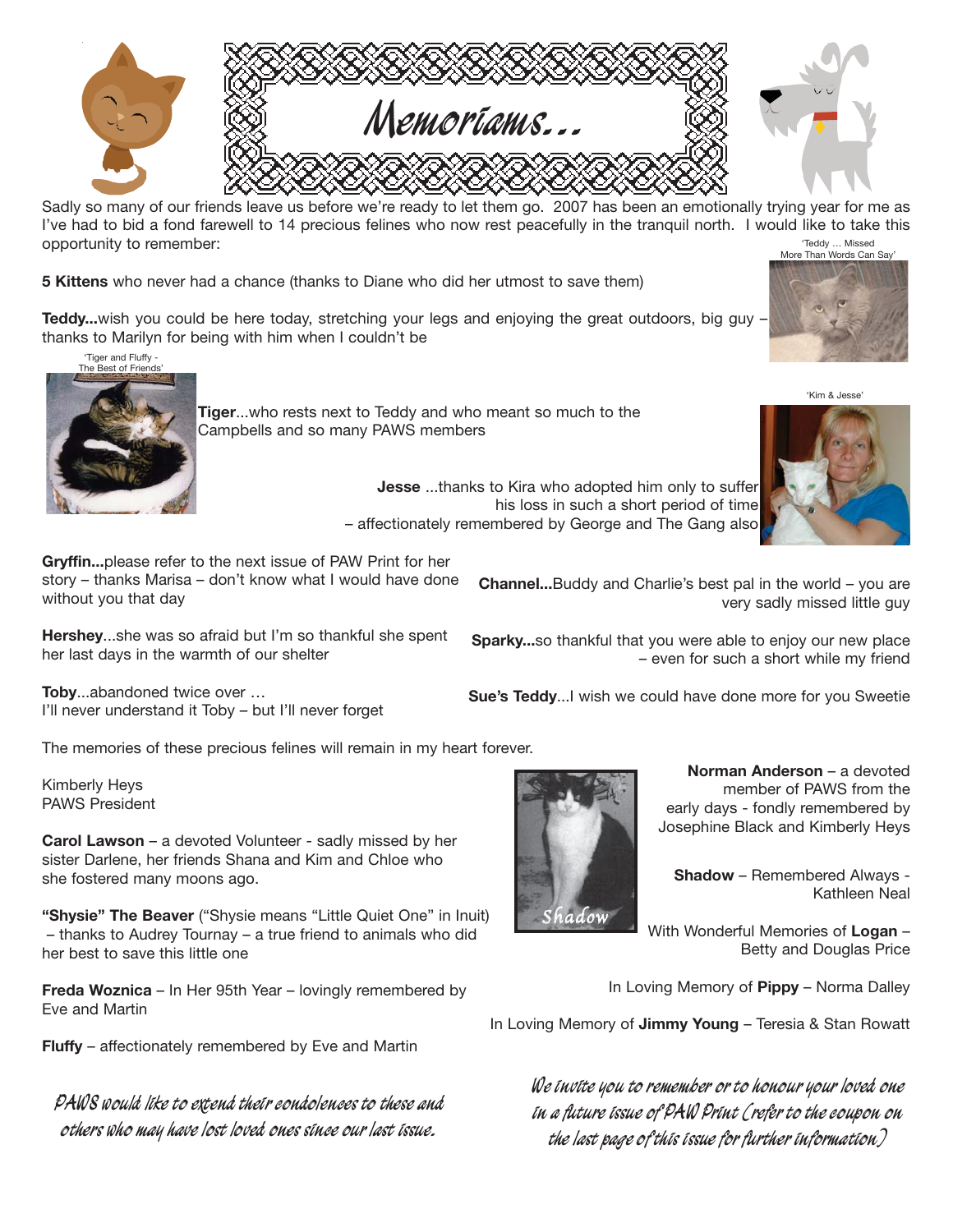# Memoriams...

Sadly so many of our friends leave us before we're ready to let them go. 2007 has been an emotionally trying year for me as I've had to bid a fond farewell to 14 precious felines who now rest peacefully in the tranquil north. I would like to take this opportunity to remember:

'Teddy ... Missed More Than Words Can Say'

**5 Kittens** who never had a chance (thanks to Diane who did her utmost to save them)

**Teddy...**wish you could be here today, stretching your legs and enjoying the great outdoors, big guy – thanks to Marilyn for being with him when I couldn't be

'Tiger and Fluffy - The Best of Friends'

**Tiger**...who rests next to Teddy and who meant so much to the Campbells and so many PAWS members

'Kim & Jesse'

**Jesse** ...thanks to Kira who adopted him only to suffer his loss in such a short period of time – affectionately remembered by George and The Gang also

**Gryffin...**please refer to the next issue of PAW Print for her story – thanks Marisa – don't know what I would have done without you that day

**Hershey**...she was so afraid but I'm so thankful she spent her last days in the warmth of our shelter

**Toby**...abandoned twice over …
I'll never understand it Toby – but I'll never forget

**Channel...**Buddy and Charlie's best pal in the world – you are very sadly missed little guy

**Sparky...**so thankful that you were able to enjoy our new place – even for such a short while my friend

**Sue's Teddy**...I wish we could have done more for you Sweetie

The memories of these precious felines will remain in my heart forever.

Kimberly Heys
PAWS President

**Carol Lawson** – a devoted Volunteer - sadly missed by her sister Darlene, her friends Shana and Kim and Chloe who she fostered many moons ago.

**"Shysie" The Beaver** ("Shysie means "Little Quiet One" in Inuit) – thanks to Audrey Tournay – a true friend to animals who did her best to save this little one

**Freda Woznica** – In Her 95th Year – lovingly remembered by Eve and Martin

**Fluffy** – affectionately remembered by Eve and Martin

Shadow

**Norman Anderson** – a devoted member of PAWS from the early days - fondly remembered by Josephine Black and Kimberly Heys

**Shadow** – Remembered Always - Kathleen Neal

With Wonderful Memories of **Logan** – Betty and Douglas Price

In Loving Memory of **Pippy** – Norma Dalley

In Loving Memory of **Jimmy Young** – Teresia & Stan Rowatt

*PAWS would like to extend their condolences to these and others who may have lost loved ones since our last issue.*

*We invite you to remember or to honour your loved one in a future issue of PAW Print (refer to the coupon on the last page of this issue for further information)*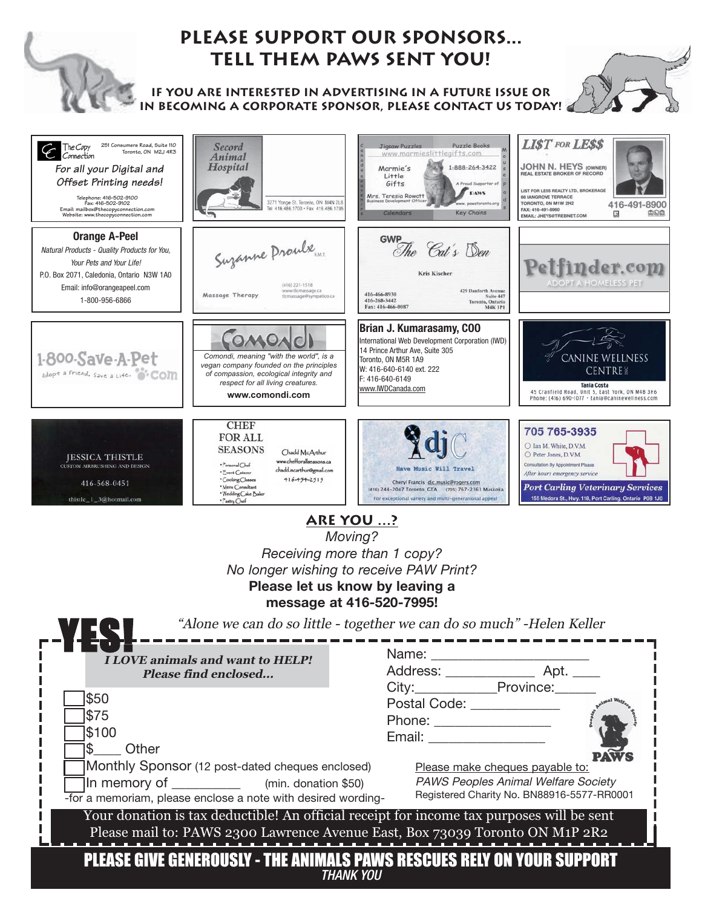# PLEASE SUPPORT OUR SPONSORS... TELL THEM PAWS SENT YOU!

**IF YOU ARE INTERESTED IN ADVERTISING IN A FUTURE ISSUE OR IN BECOMING A CORPORATE SPONSOR, PLEASE CONTACT US TODAY!**

The Copy Connection
251 Consumers Road, Suite 110
Toronto, ON M2J 4R3
*For all your Digital and Offset Printing needs!*
Telephone: 416-502-9100
Fax: 416-502-9102
Email: mailbox@thecopyconnection.com
Website: www.thecopyconnection.com

Second Animal Hospital
3271 Yonge St. Toronto, ON M4N 2L8
Tel 416.486.1700 • Fax 416.486.1795

Jigsaw Puzzles — Puzzle Books
www.marmieslittlegifts.com
Marmie's Little Gifts
1-888-264-3422
A Proud Supporter of PAWS
Mrs. Teresia Rowott
Business Development Officer
www.pawstoronto.org
Calendars — Key Chains

LI$T FOR LE$$
JOHN N. HEYS (OWNER)
REAL ESTATE BROKER OF RECORD
LIST FOR LESS REALTY LTD., BROKERAGE
66 IANGROVE TERRACE
TORONTO, ON M1W 2H2
FAX: 416-491-8960
EMAIL: JHEYS@TREBNET.COM
416-491-8900

**Orange A-Peel**
*Natural Products - Quality Products for You, Your Pets and Your Life!*
P.O. Box 2071, Caledonia, Ontario N3W 1A0
Email: info@orangeapeel.com
1-800-956-6866

Suzanne Proulx R.M.T.
Massage Therapy
(416) 221-1518
www.tlcmassage.ca
tlcmassage@sympatico.ca

GWP The Cat's Den
Kris Kischer
416-466-8930
416-268-3442
Fax: 416-466-0087
429 Danforth Avenue
Suite 447
Toronto, Ontario
M4K 1P1

Petfinder.com
ADOPT A HOMELESS PET

1-800-Save-A-Pet.com
Adopt a Friend. Save a Life.

Comondi
*Comondi, meaning "with the world", is a vegan company founded on the principles of compassion, ecological integrity and respect for all living creatures.*
**www.comondi.com**

**Brian J. Kumarasamy, COO**
International Web Development Corporation (IWD)
14 Prince Arthur Ave, Suite 305
Toronto, ON M5R 1A9
W: 416-640-6140 ext. 222
F: 416-640-6149
www.IWDCanada.com

CANINE WELLNESS CENTRE INC
Tania Costa
45 Cranfield Road, Unit 5, East York, ON M4B 3H6
Phone: (416) 690-1077 • tania@caninewellness.com

JESSICA THISTLE
CUSTOM AIRBRUSHING AND DESIGN
416-568-0451
thistle_1_3@hotmail.com

CHEF FOR ALL SEASONS
Chadd McArthur
www.chefforallseasons.ca
chadd.mcarthur@gmail.com
416-454-2515
• Personal Chef
• Event Caterer
• Cooking Classes
• Menu Consultant
• Wedding Cake Baker
• Pastry Chef

djC
Have Music Will Travel
Cheryl Francis dj.c.music@rogers.com
(416) 244-2047 Toronto, GTA (705) 767-2161 Muskoka
For exceptional variety and multi-generational appeal

705 765-3935
Ian M. White, D.V.M.
Peter Jones, D.V.M.
Consultation By Appointment Please
*After hours emergency service*
**Port Carling Veterinary Services**
155 Medora St., Hwy. 118, Port Carling, Ontario P0B 1J0

## ARE YOU ...?

*Moving?*

*Receiving more than 1 copy?*

*No longer wishing to receive PAW Print?*

**Please let us know by leaving a message at 416-520-7995!**

*"Alone we can do so little - together we can do so much" -Helen Keller*

## YES!

***I LOVE animals and want to HELP! Please find enclosed...***

- ☐ $50
- ☐ $75
- ☐ $100
- ☐ $____ Other
- ☐ Monthly Sponsor (12 post-dated cheques enclosed)
- ☐ In memory of _________ (min. donation $50)

-for a memoriam, please enclose a note with desired wording-

Name: ____________________

Address: ___________ Apt. ___

City:__________Province:_____

Postal Code: ___________

Phone: _______________

Email: _______________

Please make cheques payable to:
*PAWS Peoples Animal Welfare Society*
Registered Charity No. BN88916-5577-RR0001

Your donation is tax deductible! An official receipt for income tax purposes will be sent

Please mail to: PAWS 2300 Lawrence Avenue East, Box 73039 Toronto ON M1P 2R2

**PLEASE GIVE GENEROUSLY - THE ANIMALS PAWS RESCUES RELY ON YOUR SUPPORT**

*THANK YOU*